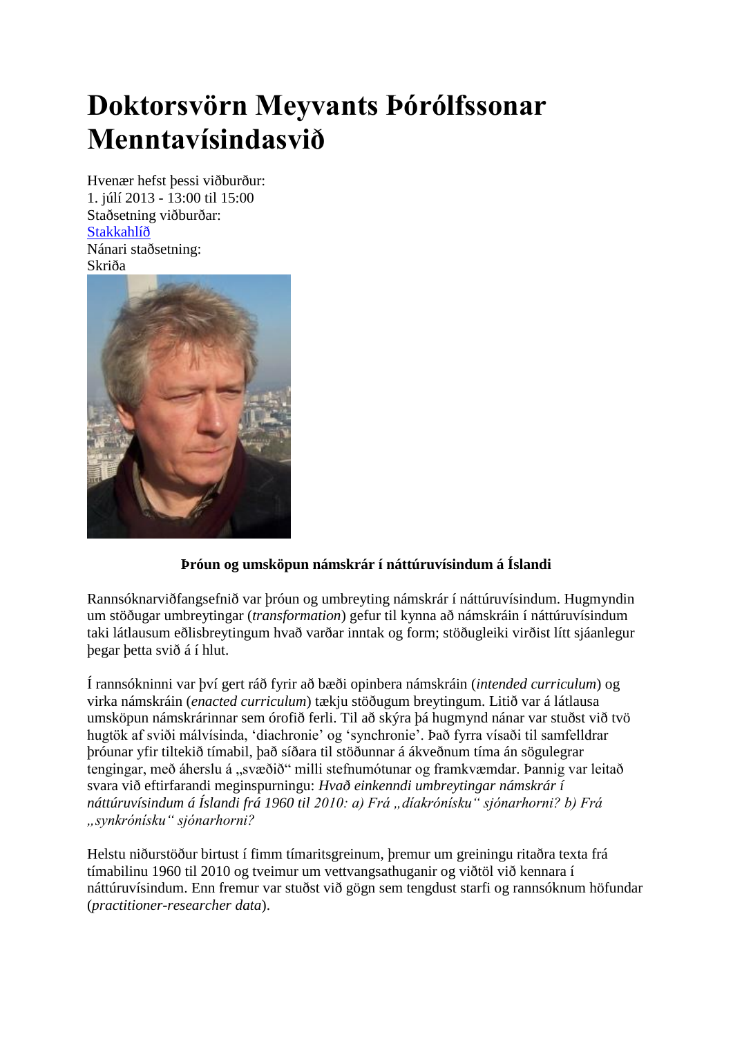# Doktorsvörn Meyvants Þórólfssonar Menntavísindasvið

Hvenær hefst þessi viðburður:
1. júlí 2013 - 13:00 til 15:00
Staðsetning viðburðar:
[Stakkahlíð]
Nánari staðsetning:
Skriða

**Þróun og umsköpun námskrár í náttúruvísindum á Íslandi**

Rannsóknarviðfangsefnið var þróun og umbreyting námskrár í náttúruvísindum. Hugmyndin um stöðugar umbreytingar (*transformation*) gefur til kynna að námskráin í náttúruvísindum taki látlausum eðlisbreytingum hvað varðar inntak og form; stöðugleiki virðist lítt sjáanlegur þegar þetta svið á í hlut.

Í rannsókninni var því gert ráð fyrir að bæði opinbera námskráin (*intended curriculum*) og virka námskráin (*enacted curriculum*) tækju stöðugum breytingum. Litið var á látlausa umsköpun námskrárinnar sem órofið ferli. Til að skýra þá hugmynd nánar var stuðst við tvö hugtök af sviði málvísinda, 'diachronie' og 'synchronie'. Það fyrra vísaði til samfelldrar þróunar yfir tiltekið tímabil, það síðara til stöðunnar á ákveðnum tíma án sögulegrar tengingar, með áherslu á „svæðið" milli stefnumótunar og framkvæmdar. Þannig var leitað svara við eftirfarandi meginspurningu: *Hvað einkenndi umbreytingar námskrár í náttúruvísindum á Íslandi frá 1960 til 2010: a) Frá „díakrónísku" sjónarhorni? b) Frá „synkrónísku" sjónarhorni?*

Helstu niðurstöður birtust í fimm tímaritsgreinum, þremur um greiningu ritaðra texta frá tímabilinu 1960 til 2010 og tveimur um vettvangsathuganir og viðtöl við kennara í náttúruvísindum. Enn fremur var stuðst við gögn sem tengdust starfi og rannsóknum höfundar (*practitioner-researcher data*).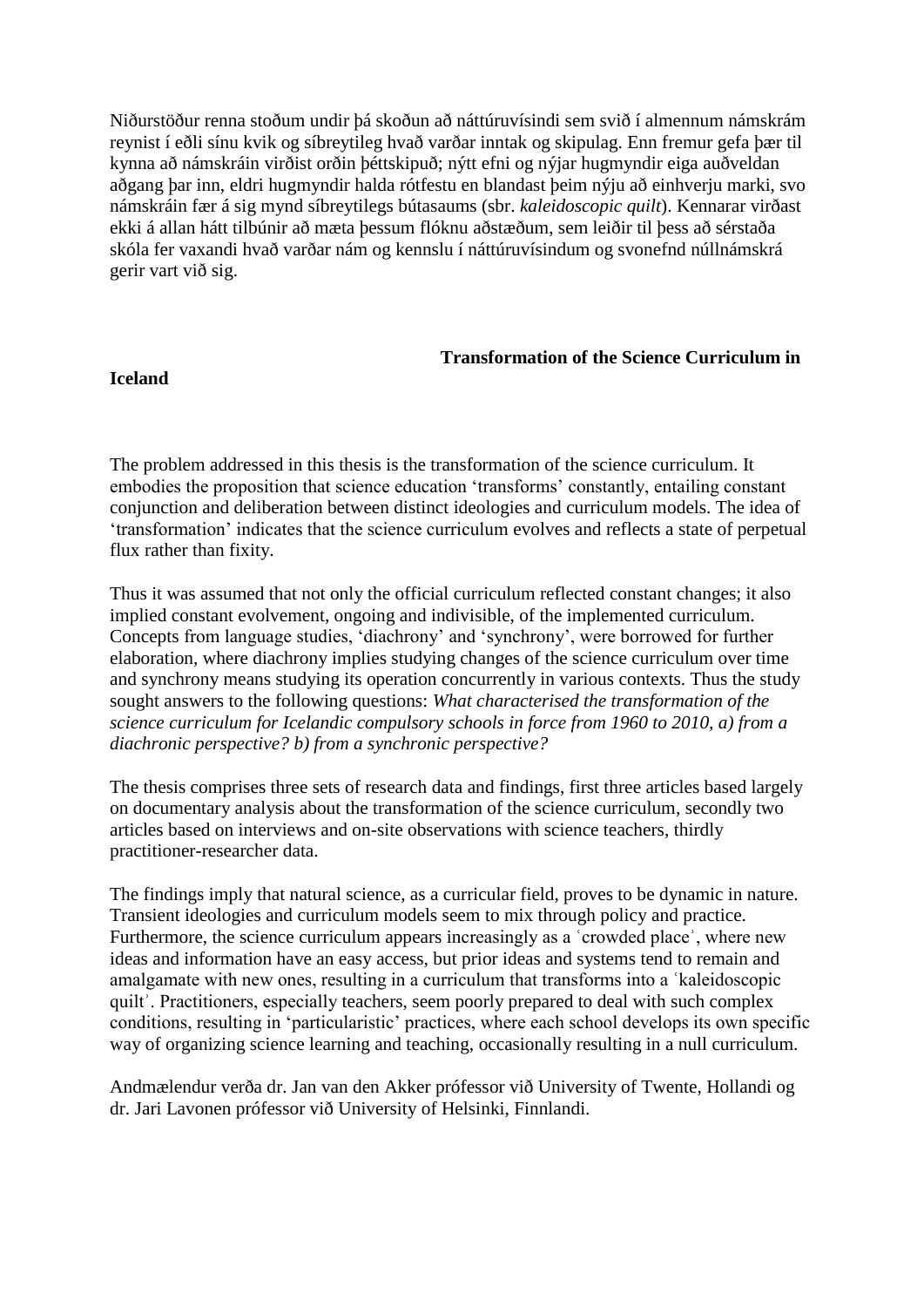Niðurstöður renna stoðum undir þá skoðun að náttúruvísindi sem svið í almennum námskrám reynist í eðli sínu kvik og síbreytileg hvað varðar inntak og skipulag. Enn fremur gefa þær til kynna að námskráin virðist orðin þéttskipuð; nýtt efni og nýjar hugmyndir eiga auðveldan aðgang þar inn, eldri hugmyndir halda rótfestu en blandast þeim nýju að einhverju marki, svo námskráin fær á sig mynd síbreytilegs bútasaums (sbr. *kaleidoscopic quilt*). Kennarar virðast ekki á allan hátt tilbúnir að mæta þessum flóknu aðstæðum, sem leiðir til þess að sérstaða skóla fer vaxandi hvað varðar nám og kennslu í náttúruvísindum og svonefnd núllnámskrá gerir vart við sig.

**Transformation of the Science Curriculum in Iceland**

The problem addressed in this thesis is the transformation of the science curriculum. It embodies the proposition that science education 'transforms' constantly, entailing constant conjunction and deliberation between distinct ideologies and curriculum models. The idea of 'transformation' indicates that the science curriculum evolves and reflects a state of perpetual flux rather than fixity.

Thus it was assumed that not only the official curriculum reflected constant changes; it also implied constant evolvement, ongoing and indivisible, of the implemented curriculum. Concepts from language studies, 'diachrony' and 'synchrony', were borrowed for further elaboration, where diachrony implies studying changes of the science curriculum over time and synchrony means studying its operation concurrently in various contexts. Thus the study sought answers to the following questions: *What characterised the transformation of the science curriculum for Icelandic compulsory schools in force from 1960 to 2010, a) from a diachronic perspective? b) from a synchronic perspective?*

The thesis comprises three sets of research data and findings, first three articles based largely on documentary analysis about the transformation of the science curriculum, secondly two articles based on interviews and on-site observations with science teachers, thirdly practitioner-researcher data.

The findings imply that natural science, as a curricular field, proves to be dynamic in nature. Transient ideologies and curriculum models seem to mix through policy and practice. Furthermore, the science curriculum appears increasingly as a ˈcrowded placeˈ, where new ideas and information have an easy access, but prior ideas and systems tend to remain and amalgamate with new ones, resulting in a curriculum that transforms into a ˈkaleidoscopic quiltˈ. Practitioners, especially teachers, seem poorly prepared to deal with such complex conditions, resulting in 'particularistic' practices, where each school develops its own specific way of organizing science learning and teaching, occasionally resulting in a null curriculum.

Andmælendur verða dr. Jan van den Akker prófessor við University of Twente, Hollandi og dr. Jari Lavonen prófessor við University of Helsinki, Finnlandi.